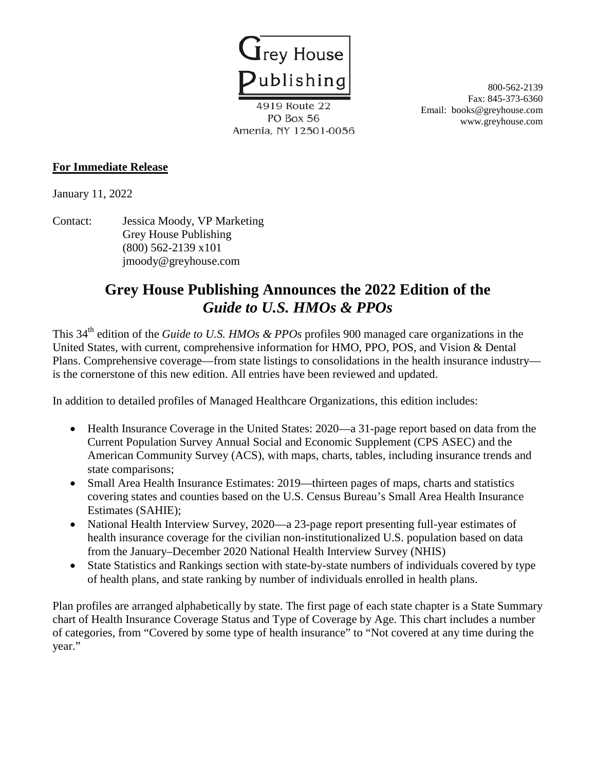Grey House Publishing
4919 Route 22
PO Box 56
Amenia, NY 12501-0056

800-562-2139
Fax: 845-373-6360
Email: books@greyhouse.com
www.greyhouse.com

**For Immediate Release**

January 11, 2022

Contact: Jessica Moody, VP Marketing
Grey House Publishing
(800) 562-2139 x101
jmoody@greyhouse.com

# Grey House Publishing Announces the 2022 Edition of the *Guide to U.S. HMOs & PPOs*

This 34th edition of the *Guide to U.S. HMOs & PPOs* profiles 900 managed care organizations in the United States, with current, comprehensive information for HMO, PPO, POS, and Vision & Dental Plans. Comprehensive coverage—from state listings to consolidations in the health insurance industry—is the cornerstone of this new edition. All entries have been reviewed and updated.

In addition to detailed profiles of Managed Healthcare Organizations, this edition includes:

- Health Insurance Coverage in the United States: 2020—a 31-page report based on data from the Current Population Survey Annual Social and Economic Supplement (CPS ASEC) and the American Community Survey (ACS), with maps, charts, tables, including insurance trends and state comparisons;
- Small Area Health Insurance Estimates: 2019—thirteen pages of maps, charts and statistics covering states and counties based on the U.S. Census Bureau's Small Area Health Insurance Estimates (SAHIE);
- National Health Interview Survey, 2020—a 23-page report presenting full-year estimates of health insurance coverage for the civilian non-institutionalized U.S. population based on data from the January–December 2020 National Health Interview Survey (NHIS)
- State Statistics and Rankings section with state-by-state numbers of individuals covered by type of health plans, and state ranking by number of individuals enrolled in health plans.

Plan profiles are arranged alphabetically by state. The first page of each state chapter is a State Summary chart of Health Insurance Coverage Status and Type of Coverage by Age. This chart includes a number of categories, from "Covered by some type of health insurance" to "Not covered at any time during the year."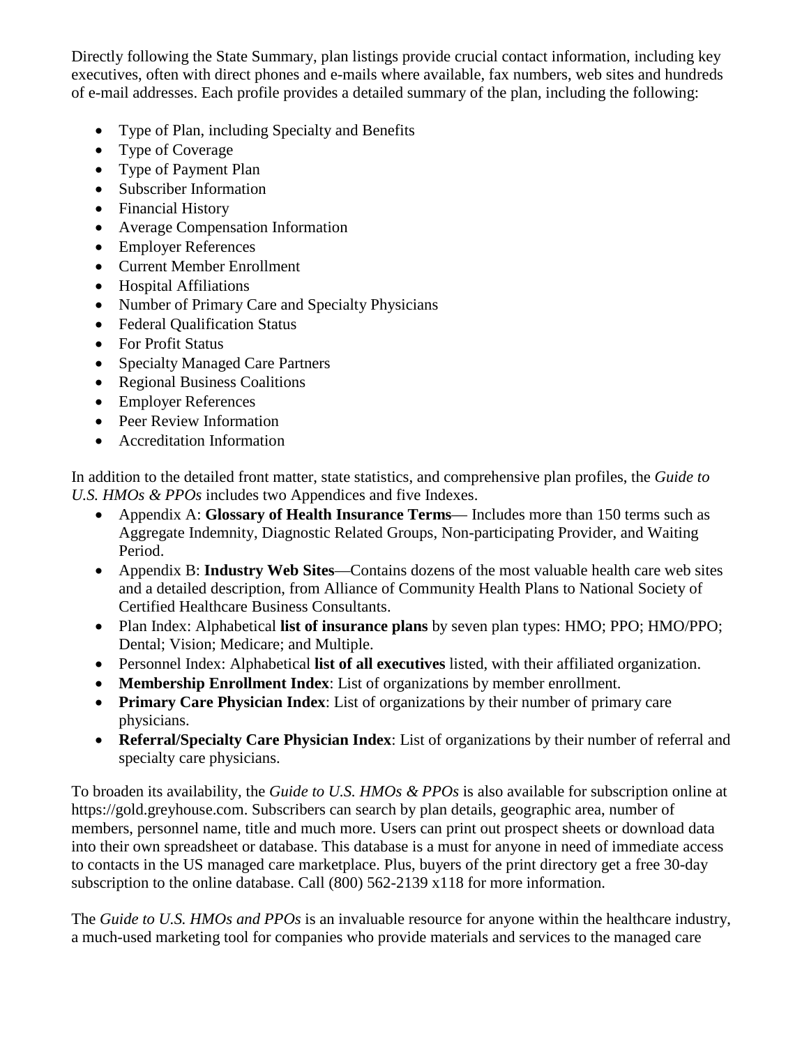Directly following the State Summary, plan listings provide crucial contact information, including key executives, often with direct phones and e-mails where available, fax numbers, web sites and hundreds of e-mail addresses. Each profile provides a detailed summary of the plan, including the following:

- Type of Plan, including Specialty and Benefits
- Type of Coverage
- Type of Payment Plan
- Subscriber Information
- Financial History
- Average Compensation Information
- Employer References
- Current Member Enrollment
- Hospital Affiliations
- Number of Primary Care and Specialty Physicians
- Federal Qualification Status
- For Profit Status
- Specialty Managed Care Partners
- Regional Business Coalitions
- Employer References
- Peer Review Information
- Accreditation Information

In addition to the detailed front matter, state statistics, and comprehensive plan profiles, the *Guide to U.S. HMOs & PPOs* includes two Appendices and five Indexes.

- Appendix A: **Glossary of Health Insurance Terms**— Includes more than 150 terms such as Aggregate Indemnity, Diagnostic Related Groups, Non-participating Provider, and Waiting Period.
- Appendix B: **Industry Web Sites**—Contains dozens of the most valuable health care web sites and a detailed description, from Alliance of Community Health Plans to National Society of Certified Healthcare Business Consultants.
- Plan Index: Alphabetical **list of insurance plans** by seven plan types: HMO; PPO; HMO/PPO; Dental; Vision; Medicare; and Multiple.
- Personnel Index: Alphabetical **list of all executives** listed, with their affiliated organization.
- **Membership Enrollment Index**: List of organizations by member enrollment.
- **Primary Care Physician Index**: List of organizations by their number of primary care physicians.
- **Referral/Specialty Care Physician Index**: List of organizations by their number of referral and specialty care physicians.

To broaden its availability, the *Guide to U.S. HMOs & PPOs* is also available for subscription online at https://gold.greyhouse.com. Subscribers can search by plan details, geographic area, number of members, personnel name, title and much more. Users can print out prospect sheets or download data into their own spreadsheet or database. This database is a must for anyone in need of immediate access to contacts in the US managed care marketplace. Plus, buyers of the print directory get a free 30-day subscription to the online database. Call (800) 562-2139 x118 for more information.

The *Guide to U.S. HMOs and PPOs* is an invaluable resource for anyone within the healthcare industry, a much-used marketing tool for companies who provide materials and services to the managed care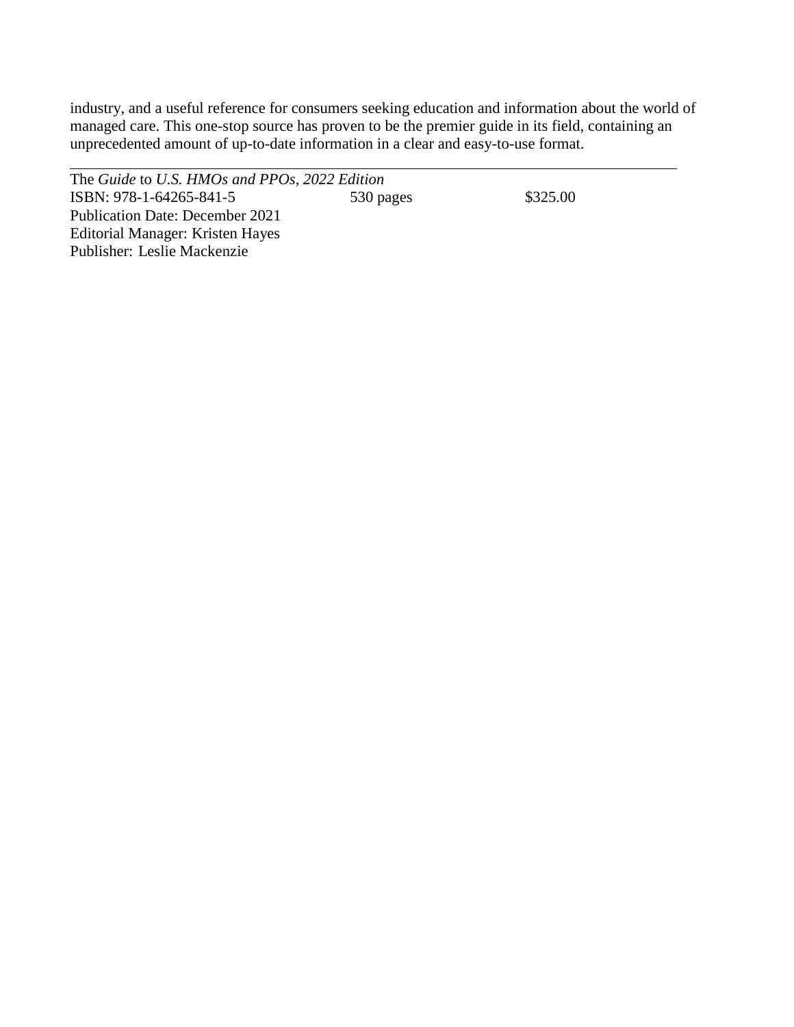industry, and a useful reference for consumers seeking education and information about the world of managed care. This one-stop source has proven to be the premier guide in its field, containing an unprecedented amount of up-to-date information in a clear and easy-to-use format.

---

The *Guide* to *U.S. HMOs and PPOs, 2022 Edition*
ISBN: 978-1-64265-841-5        530 pages        $325.00
Publication Date: December 2021
Editorial Manager: Kristen Hayes
Publisher: Leslie Mackenzie